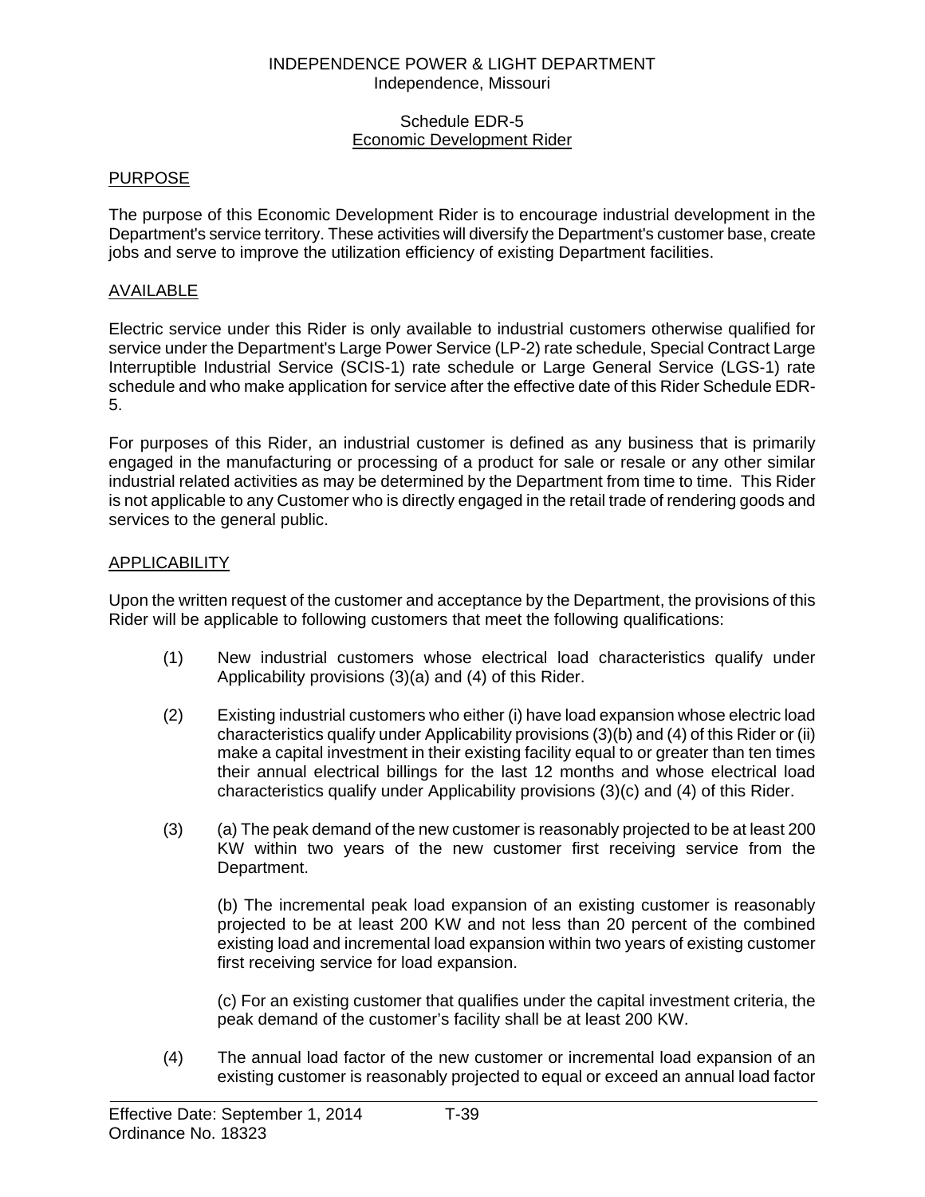INDEPENDENCE POWER & LIGHT DEPARTMENT
Independence, Missouri

Schedule EDR-5
Economic Development Rider

## PURPOSE

The purpose of this Economic Development Rider is to encourage industrial development in the Department's service territory. These activities will diversify the Department's customer base, create jobs and serve to improve the utilization efficiency of existing Department facilities.

## AVAILABLE

Electric service under this Rider is only available to industrial customers otherwise qualified for service under the Department's Large Power Service (LP-2) rate schedule, Special Contract Large Interruptible Industrial Service (SCIS-1) rate schedule or Large General Service (LGS-1) rate schedule and who make application for service after the effective date of this Rider Schedule EDR-5.

For purposes of this Rider, an industrial customer is defined as any business that is primarily engaged in the manufacturing or processing of a product for sale or resale or any other similar industrial related activities as may be determined by the Department from time to time. This Rider is not applicable to any Customer who is directly engaged in the retail trade of rendering goods and services to the general public.

## APPLICABILITY

Upon the written request of the customer and acceptance by the Department, the provisions of this Rider will be applicable to following customers that meet the following qualifications:

(1) New industrial customers whose electrical load characteristics qualify under Applicability provisions (3)(a) and (4) of this Rider.

(2) Existing industrial customers who either (i) have load expansion whose electric load characteristics qualify under Applicability provisions (3)(b) and (4) of this Rider or (ii) make a capital investment in their existing facility equal to or greater than ten times their annual electrical billings for the last 12 months and whose electrical load characteristics qualify under Applicability provisions (3)(c) and (4) of this Rider.

(3) (a) The peak demand of the new customer is reasonably projected to be at least 200 KW within two years of the new customer first receiving service from the Department.

(b) The incremental peak load expansion of an existing customer is reasonably projected to be at least 200 KW and not less than 20 percent of the combined existing load and incremental load expansion within two years of existing customer first receiving service for load expansion.

(c) For an existing customer that qualifies under the capital investment criteria, the peak demand of the customer's facility shall be at least 200 KW.

(4) The annual load factor of the new customer or incremental load expansion of an existing customer is reasonably projected to equal or exceed an annual load factor

Effective Date: September 1, 2014
Ordinance No. 18323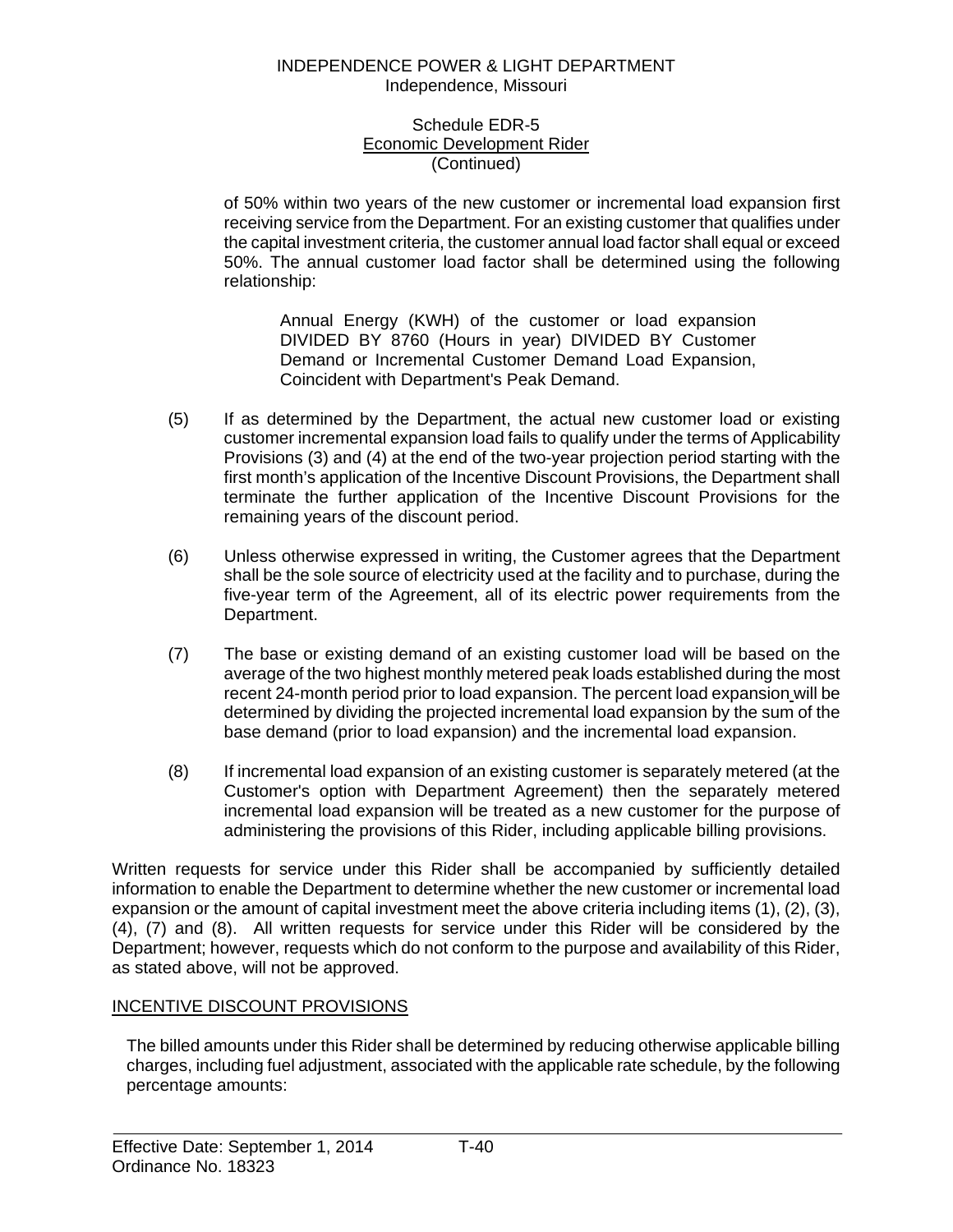of 50% within two years of the new customer or incremental load expansion first receiving service from the Department. For an existing customer that qualifies under the capital investment criteria, the customer annual load factor shall equal or exceed 50%. The annual customer load factor shall be determined using the following relationship:

> Annual Energy (KWH) of the customer or load expansion DIVIDED BY 8760 (Hours in year) DIVIDED BY Customer Demand or Incremental Customer Demand Load Expansion, Coincident with Department's Peak Demand.

(5) If as determined by the Department, the actual new customer load or existing customer incremental expansion load fails to qualify under the terms of Applicability Provisions (3) and (4) at the end of the two-year projection period starting with the first month's application of the Incentive Discount Provisions, the Department shall terminate the further application of the Incentive Discount Provisions for the remaining years of the discount period.

(6) Unless otherwise expressed in writing, the Customer agrees that the Department shall be the sole source of electricity used at the facility and to purchase, during the five-year term of the Agreement, all of its electric power requirements from the Department.

(7) The base or existing demand of an existing customer load will be based on the average of the two highest monthly metered peak loads established during the most recent 24-month period prior to load expansion. The percent load expansion will be determined by dividing the projected incremental load expansion by the sum of the base demand (prior to load expansion) and the incremental load expansion.

(8) If incremental load expansion of an existing customer is separately metered (at the Customer's option with Department Agreement) then the separately metered incremental load expansion will be treated as a new customer for the purpose of administering the provisions of this Rider, including applicable billing provisions.

Written requests for service under this Rider shall be accompanied by sufficiently detailed information to enable the Department to determine whether the new customer or incremental load expansion or the amount of capital investment meet the above criteria including items (1), (2), (3), (4), (7) and (8). All written requests for service under this Rider will be considered by the Department; however, requests which do not conform to the purpose and availability of this Rider, as stated above, will not be approved.

## INCENTIVE DISCOUNT PROVISIONS

The billed amounts under this Rider shall be determined by reducing otherwise applicable billing charges, including fuel adjustment, associated with the applicable rate schedule, by the following percentage amounts: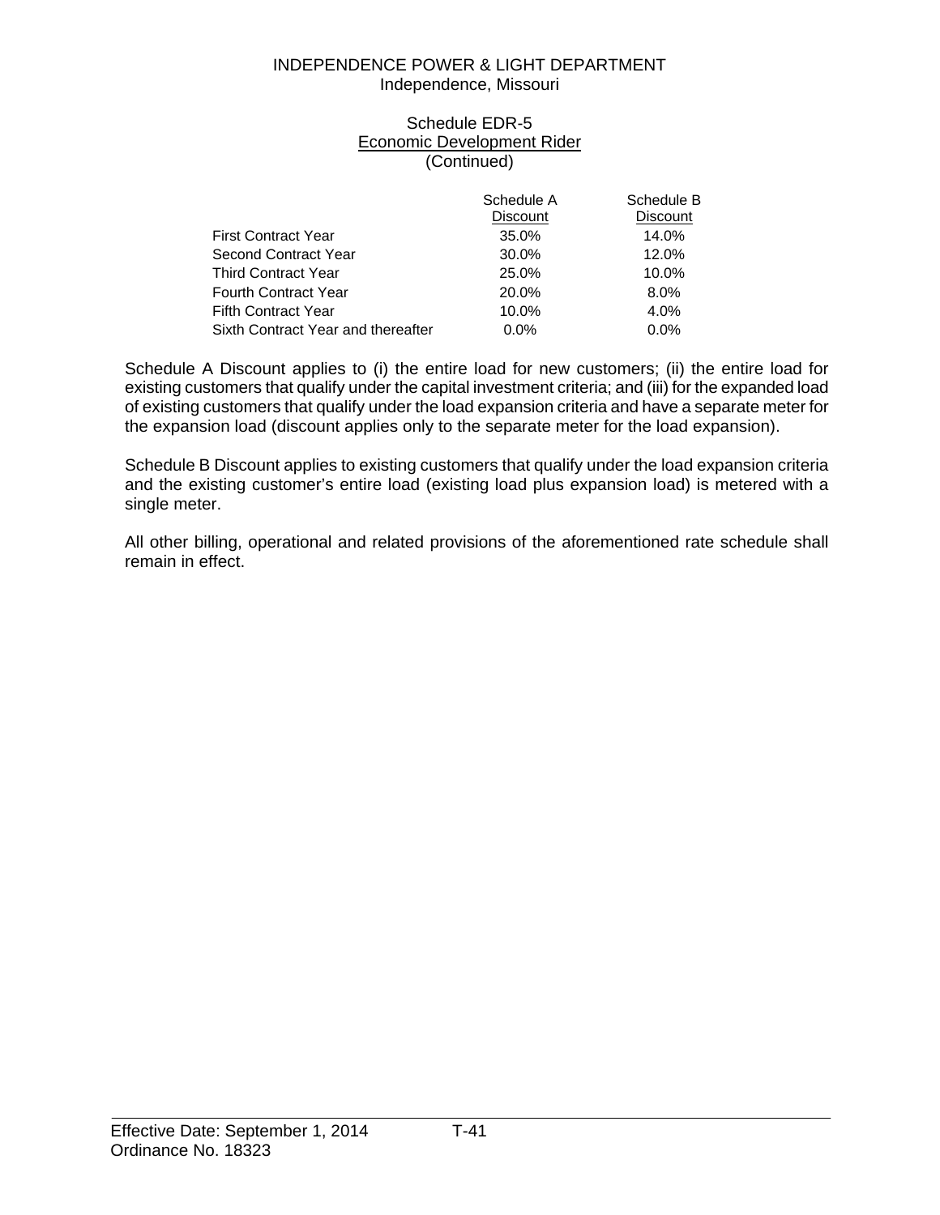INDEPENDENCE POWER & LIGHT DEPARTMENT
Independence, Missouri

Schedule EDR-5
Economic Development Rider
(Continued)

| | Schedule A Discount | Schedule B Discount |
|---|---|---|
| First Contract Year | 35.0% | 14.0% |
| Second Contract Year | 30.0% | 12.0% |
| Third Contract Year | 25.0% | 10.0% |
| Fourth Contract Year | 20.0% | 8.0% |
| Fifth Contract Year | 10.0% | 4.0% |
| Sixth Contract Year and thereafter | 0.0% | 0.0% |

Schedule A Discount applies to (i) the entire load for new customers; (ii) the entire load for existing customers that qualify under the capital investment criteria; and (iii) for the expanded load of existing customers that qualify under the load expansion criteria and have a separate meter for the expansion load (discount applies only to the separate meter for the load expansion).

Schedule B Discount applies to existing customers that qualify under the load expansion criteria and the existing customer's entire load (existing load plus expansion load) is metered with a single meter.

All other billing, operational and related provisions of the aforementioned rate schedule shall remain in effect.

Effective Date: September 1, 2014 T-41
Ordinance No. 18323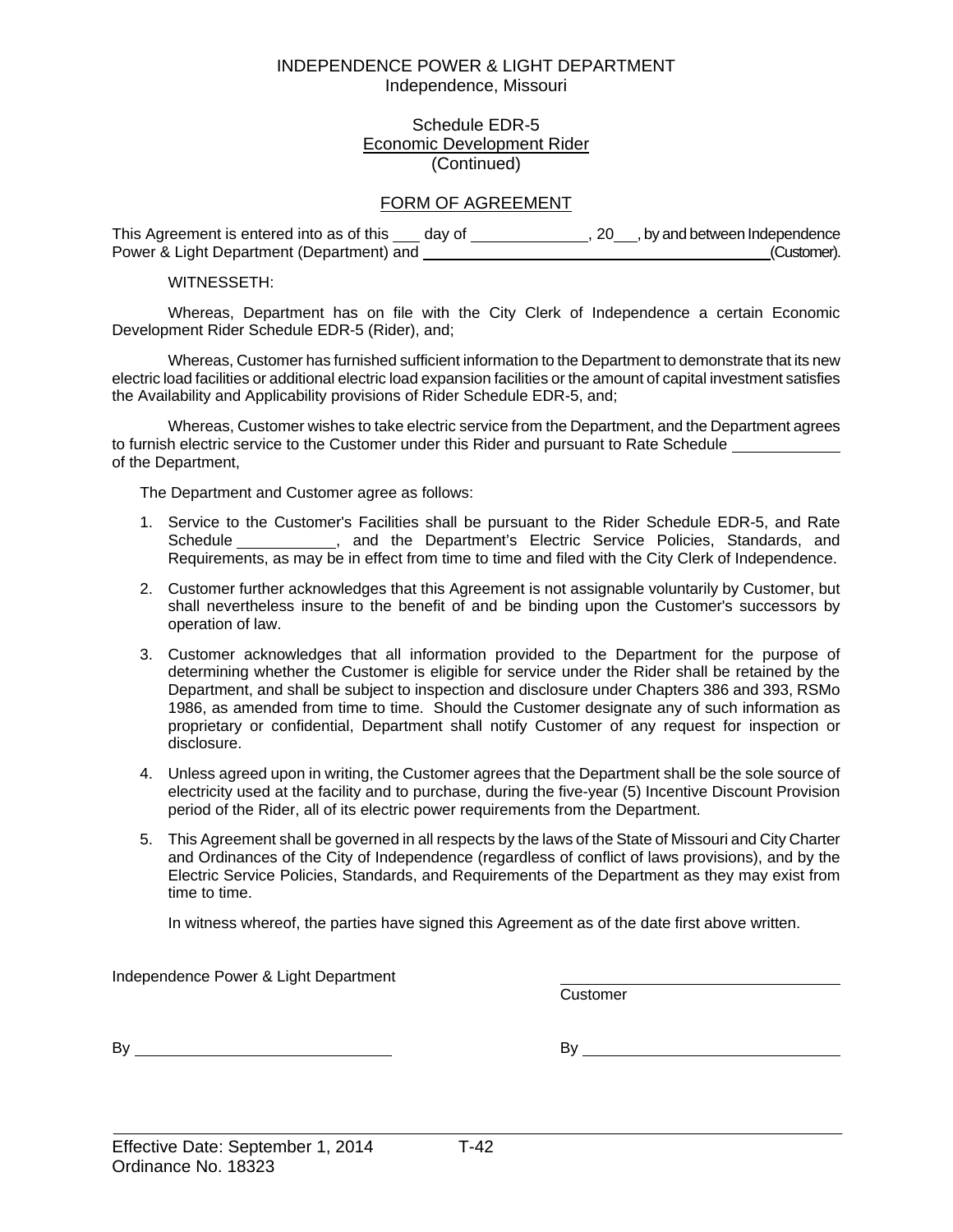INDEPENDENCE POWER & LIGHT DEPARTMENT
Independence, Missouri

Schedule EDR-5
Economic Development Rider
(Continued)

## FORM OF AGREEMENT

This Agreement is entered into as of this ___ day of _____________, 20___, by and between Independence Power & Light Department (Department) and ________________________________________ (Customer).

WITNESSETH:

Whereas, Department has on file with the City Clerk of Independence a certain Economic Development Rider Schedule EDR-5 (Rider), and;

Whereas, Customer has furnished sufficient information to the Department to demonstrate that its new electric load facilities or additional electric load expansion facilities or the amount of capital investment satisfies the Availability and Applicability provisions of Rider Schedule EDR-5, and;

Whereas, Customer wishes to take electric service from the Department, and the Department agrees to furnish electric service to the Customer under this Rider and pursuant to Rate Schedule ____________ of the Department,

The Department and Customer agree as follows:

1. Service to the Customer's Facilities shall be pursuant to the Rider Schedule EDR-5, and Rate Schedule ___________, and the Department's Electric Service Policies, Standards, and Requirements, as may be in effect from time to time and filed with the City Clerk of Independence.
2. Customer further acknowledges that this Agreement is not assignable voluntarily by Customer, but shall nevertheless insure to the benefit of and be binding upon the Customer's successors by operation of law.
3. Customer acknowledges that all information provided to the Department for the purpose of determining whether the Customer is eligible for service under the Rider shall be retained by the Department, and shall be subject to inspection and disclosure under Chapters 386 and 393, RSMo 1986, as amended from time to time. Should the Customer designate any of such information as proprietary or confidential, Department shall notify Customer of any request for inspection or disclosure.
4. Unless agreed upon in writing, the Customer agrees that the Department shall be the sole source of electricity used at the facility and to purchase, during the five-year (5) Incentive Discount Provision period of the Rider, all of its electric power requirements from the Department.
5. This Agreement shall be governed in all respects by the laws of the State of Missouri and City Charter and Ordinances of the City of Independence (regardless of conflict of laws provisions), and by the Electric Service Policies, Standards, and Requirements of the Department as they may exist from time to time.

In witness whereof, the parties have signed this Agreement as of the date first above written.

Independence Power & Light Department

By ______________________________

______________________________
Customer

By ______________________________

Effective Date: September 1, 2014 T-42
Ordinance No. 18323